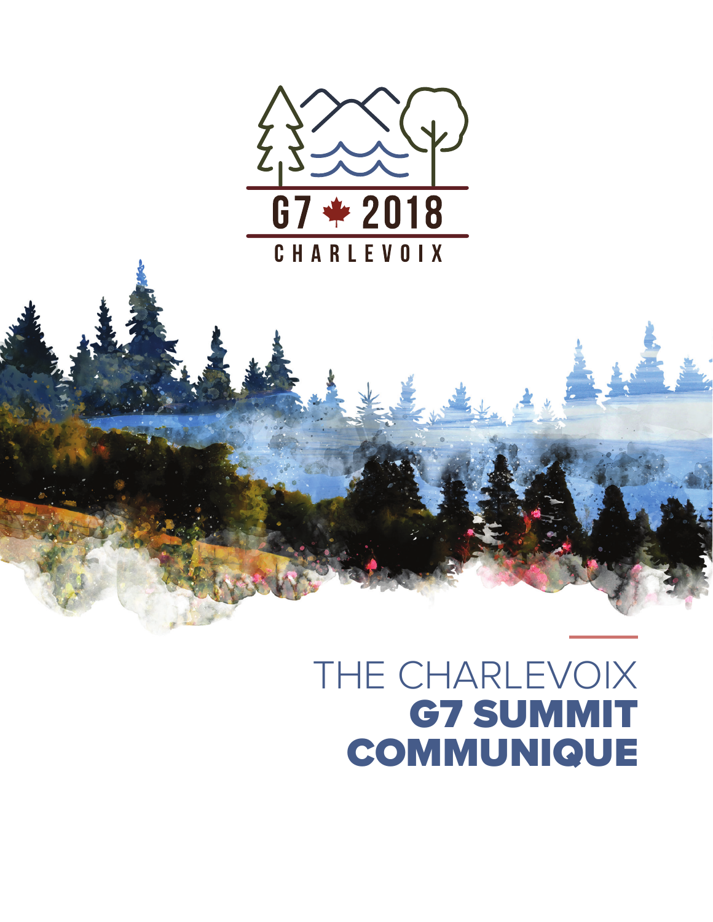G7 2018

CHARLEVOIX

# THE CHARLEVOIX G7 SUMMIT COMMUNIQUE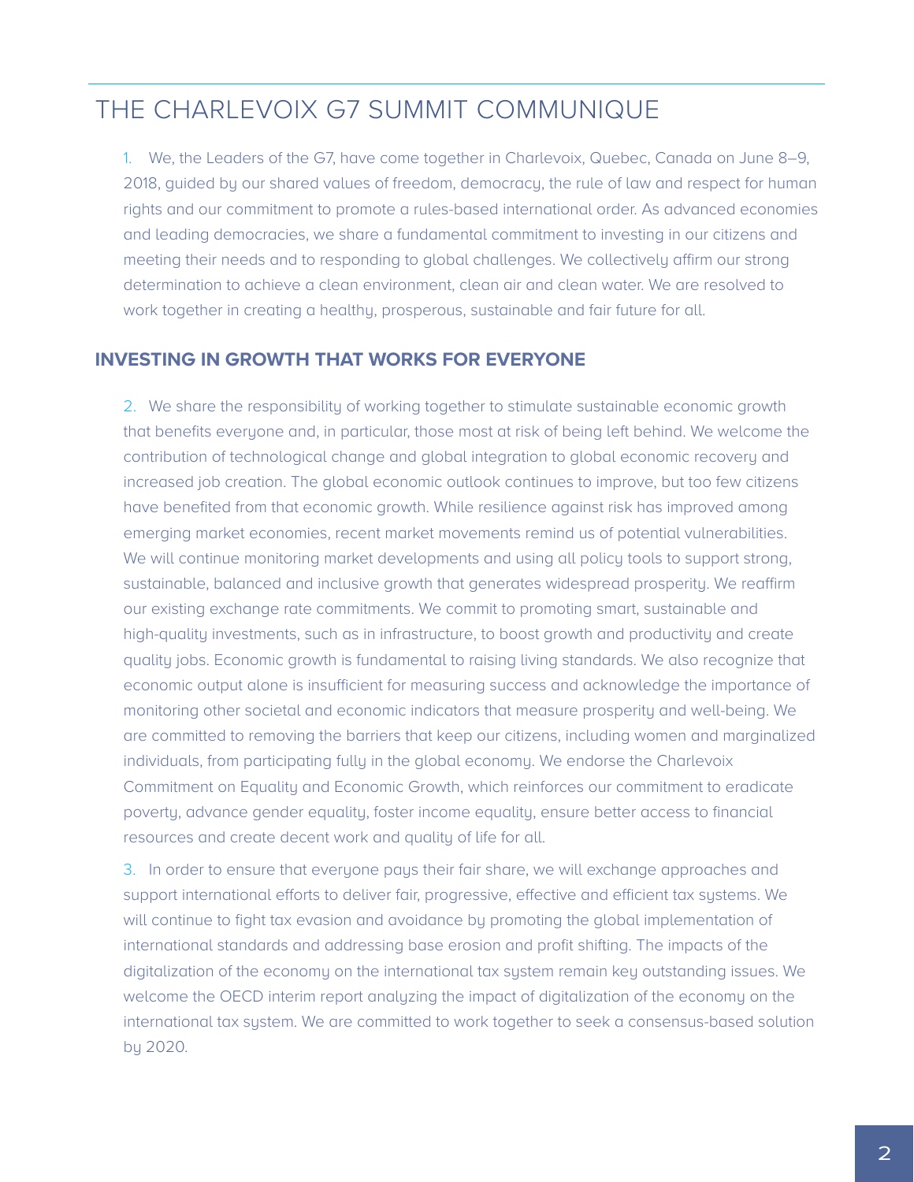# THE CHARLEVOIX G7 SUMMIT COMMUNIQUE

1. We, the Leaders of the G7, have come together in Charlevoix, Quebec, Canada on June 8–9, 2018, guided by our shared values of freedom, democracy, the rule of law and respect for human rights and our commitment to promote a rules-based international order. As advanced economies and leading democracies, we share a fundamental commitment to investing in our citizens and meeting their needs and to responding to global challenges. We collectively affirm our strong determination to achieve a clean environment, clean air and clean water. We are resolved to work together in creating a healthy, prosperous, sustainable and fair future for all.

## INVESTING IN GROWTH THAT WORKS FOR EVERYONE

2. We share the responsibility of working together to stimulate sustainable economic growth that benefits everyone and, in particular, those most at risk of being left behind. We welcome the contribution of technological change and global integration to global economic recovery and increased job creation. The global economic outlook continues to improve, but too few citizens have benefited from that economic growth. While resilience against risk has improved among emerging market economies, recent market movements remind us of potential vulnerabilities. We will continue monitoring market developments and using all policy tools to support strong, sustainable, balanced and inclusive growth that generates widespread prosperity. We reaffirm our existing exchange rate commitments. We commit to promoting smart, sustainable and high-quality investments, such as in infrastructure, to boost growth and productivity and create quality jobs. Economic growth is fundamental to raising living standards. We also recognize that economic output alone is insufficient for measuring success and acknowledge the importance of monitoring other societal and economic indicators that measure prosperity and well-being. We are committed to removing the barriers that keep our citizens, including women and marginalized individuals, from participating fully in the global economy. We endorse the Charlevoix Commitment on Equality and Economic Growth, which reinforces our commitment to eradicate poverty, advance gender equality, foster income equality, ensure better access to financial resources and create decent work and quality of life for all.

3. In order to ensure that everyone pays their fair share, we will exchange approaches and support international efforts to deliver fair, progressive, effective and efficient tax systems. We will continue to fight tax evasion and avoidance by promoting the global implementation of international standards and addressing base erosion and profit shifting. The impacts of the digitalization of the economy on the international tax system remain key outstanding issues. We welcome the OECD interim report analyzing the impact of digitalization of the economy on the international tax system. We are committed to work together to seek a consensus-based solution by 2020.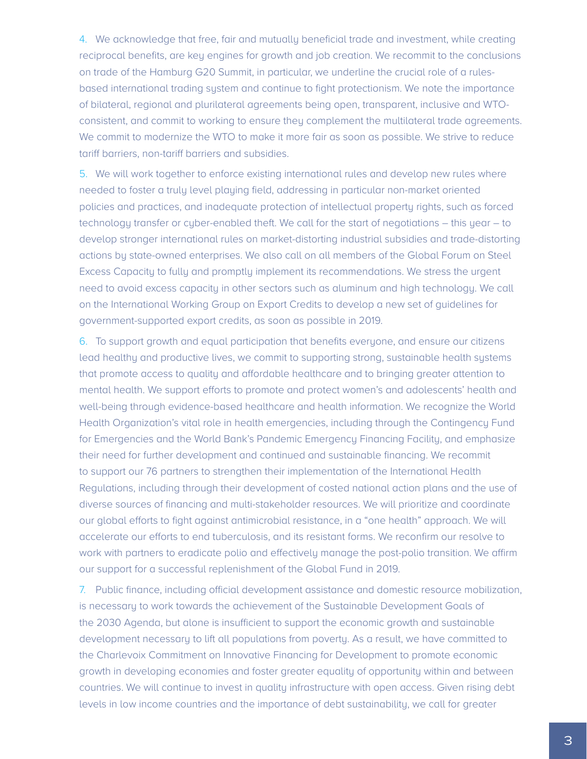4. We acknowledge that free, fair and mutually beneficial trade and investment, while creating reciprocal benefits, are key engines for growth and job creation. We recommit to the conclusions on trade of the Hamburg G20 Summit, in particular, we underline the crucial role of a rules-based international trading system and continue to fight protectionism. We note the importance of bilateral, regional and plurilateral agreements being open, transparent, inclusive and WTO-consistent, and commit to working to ensure they complement the multilateral trade agreements. We commit to modernize the WTO to make it more fair as soon as possible. We strive to reduce tariff barriers, non-tariff barriers and subsidies.

5. We will work together to enforce existing international rules and develop new rules where needed to foster a truly level playing field, addressing in particular non-market oriented policies and practices, and inadequate protection of intellectual property rights, such as forced technology transfer or cyber-enabled theft. We call for the start of negotiations – this year – to develop stronger international rules on market-distorting industrial subsidies and trade-distorting actions by state-owned enterprises. We also call on all members of the Global Forum on Steel Excess Capacity to fully and promptly implement its recommendations. We stress the urgent need to avoid excess capacity in other sectors such as aluminum and high technology. We call on the International Working Group on Export Credits to develop a new set of guidelines for government-supported export credits, as soon as possible in 2019.

6. To support growth and equal participation that benefits everyone, and ensure our citizens lead healthy and productive lives, we commit to supporting strong, sustainable health systems that promote access to quality and affordable healthcare and to bringing greater attention to mental health. We support efforts to promote and protect women's and adolescents' health and well-being through evidence-based healthcare and health information. We recognize the World Health Organization's vital role in health emergencies, including through the Contingency Fund for Emergencies and the World Bank's Pandemic Emergency Financing Facility, and emphasize their need for further development and continued and sustainable financing. We recommit to support our 76 partners to strengthen their implementation of the International Health Regulations, including through their development of costed national action plans and the use of diverse sources of financing and multi-stakeholder resources. We will prioritize and coordinate our global efforts to fight against antimicrobial resistance, in a "one health" approach. We will accelerate our efforts to end tuberculosis, and its resistant forms. We reconfirm our resolve to work with partners to eradicate polio and effectively manage the post-polio transition. We affirm our support for a successful replenishment of the Global Fund in 2019.

7. Public finance, including official development assistance and domestic resource mobilization, is necessary to work towards the achievement of the Sustainable Development Goals of the 2030 Agenda, but alone is insufficient to support the economic growth and sustainable development necessary to lift all populations from poverty. As a result, we have committed to the Charlevoix Commitment on Innovative Financing for Development to promote economic growth in developing economies and foster greater equality of opportunity within and between countries. We will continue to invest in quality infrastructure with open access. Given rising debt levels in low income countries and the importance of debt sustainability, we call for greater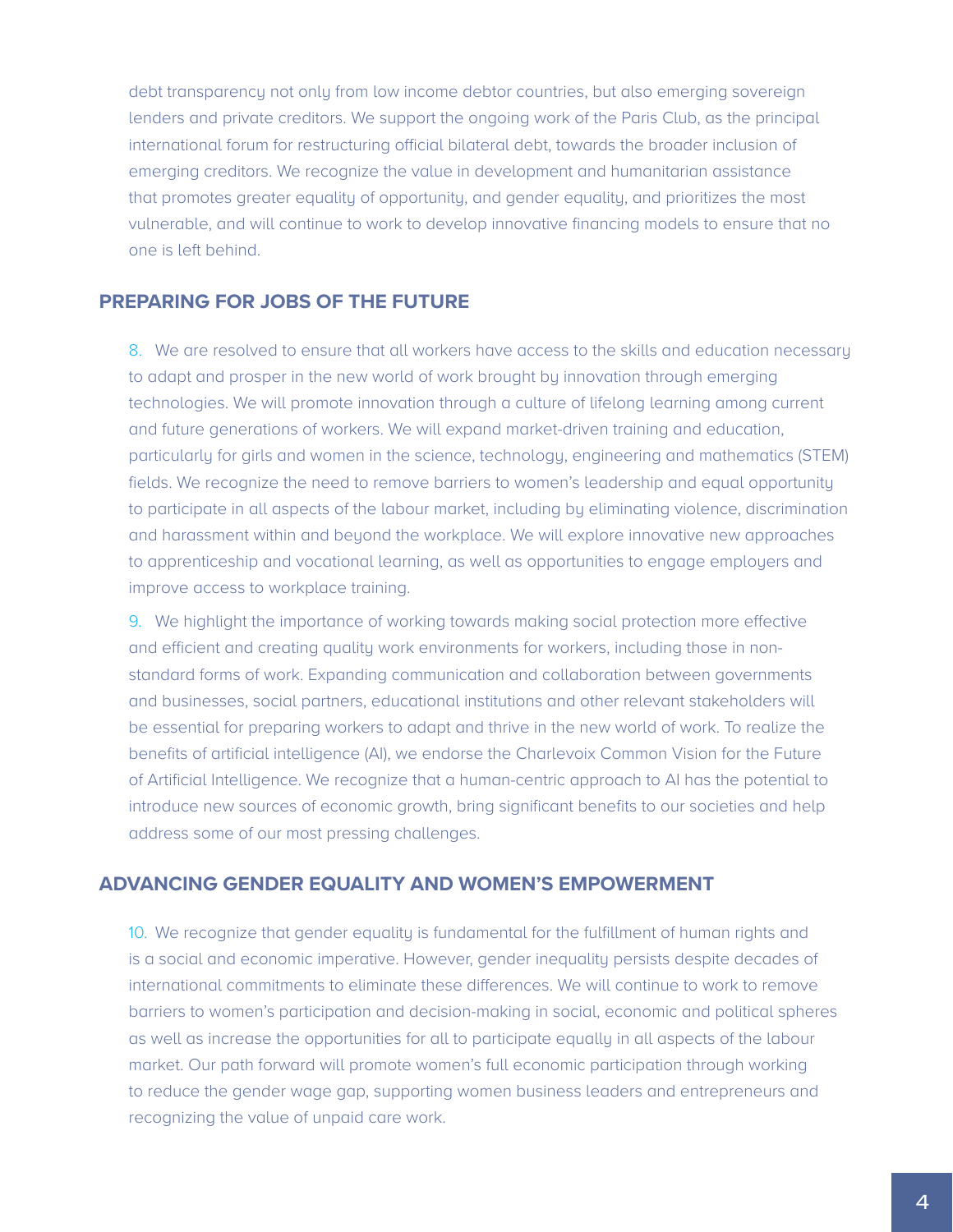debt transparency not only from low income debtor countries, but also emerging sovereign lenders and private creditors. We support the ongoing work of the Paris Club, as the principal international forum for restructuring official bilateral debt, towards the broader inclusion of emerging creditors. We recognize the value in development and humanitarian assistance that promotes greater equality of opportunity, and gender equality, and prioritizes the most vulnerable, and will continue to work to develop innovative financing models to ensure that no one is left behind.

## PREPARING FOR JOBS OF THE FUTURE

8. We are resolved to ensure that all workers have access to the skills and education necessary to adapt and prosper in the new world of work brought by innovation through emerging technologies. We will promote innovation through a culture of lifelong learning among current and future generations of workers. We will expand market-driven training and education, particularly for girls and women in the science, technology, engineering and mathematics (STEM) fields. We recognize the need to remove barriers to women's leadership and equal opportunity to participate in all aspects of the labour market, including by eliminating violence, discrimination and harassment within and beyond the workplace. We will explore innovative new approaches to apprenticeship and vocational learning, as well as opportunities to engage employers and improve access to workplace training.

9. We highlight the importance of working towards making social protection more effective and efficient and creating quality work environments for workers, including those in non-standard forms of work. Expanding communication and collaboration between governments and businesses, social partners, educational institutions and other relevant stakeholders will be essential for preparing workers to adapt and thrive in the new world of work. To realize the benefits of artificial intelligence (AI), we endorse the Charlevoix Common Vision for the Future of Artificial Intelligence. We recognize that a human-centric approach to AI has the potential to introduce new sources of economic growth, bring significant benefits to our societies and help address some of our most pressing challenges.

## ADVANCING GENDER EQUALITY AND WOMEN'S EMPOWERMENT

10. We recognize that gender equality is fundamental for the fulfillment of human rights and is a social and economic imperative. However, gender inequality persists despite decades of international commitments to eliminate these differences. We will continue to work to remove barriers to women's participation and decision-making in social, economic and political spheres as well as increase the opportunities for all to participate equally in all aspects of the labour market. Our path forward will promote women's full economic participation through working to reduce the gender wage gap, supporting women business leaders and entrepreneurs and recognizing the value of unpaid care work.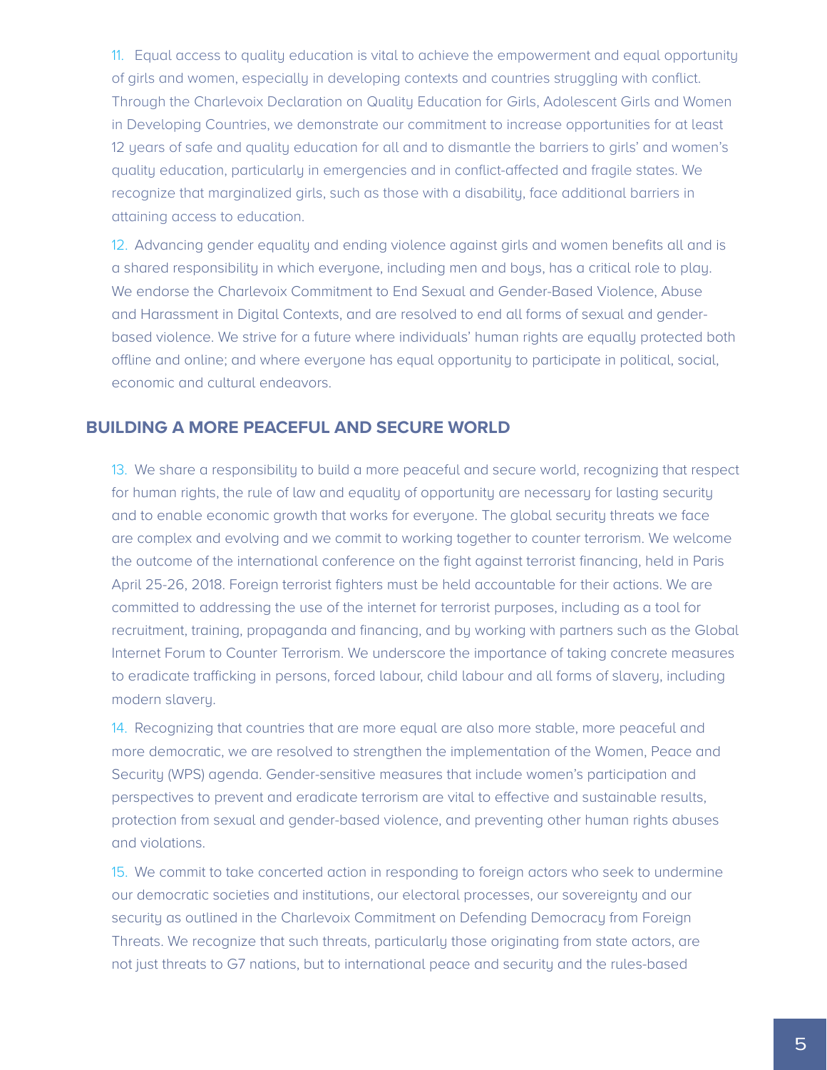11. Equal access to quality education is vital to achieve the empowerment and equal opportunity of girls and women, especially in developing contexts and countries struggling with conflict. Through the Charlevoix Declaration on Quality Education for Girls, Adolescent Girls and Women in Developing Countries, we demonstrate our commitment to increase opportunities for at least 12 years of safe and quality education for all and to dismantle the barriers to girls' and women's quality education, particularly in emergencies and in conflict-affected and fragile states. We recognize that marginalized girls, such as those with a disability, face additional barriers in attaining access to education.

12. Advancing gender equality and ending violence against girls and women benefits all and is a shared responsibility in which everyone, including men and boys, has a critical role to play. We endorse the Charlevoix Commitment to End Sexual and Gender-Based Violence, Abuse and Harassment in Digital Contexts, and are resolved to end all forms of sexual and gender-based violence. We strive for a future where individuals' human rights are equally protected both offline and online; and where everyone has equal opportunity to participate in political, social, economic and cultural endeavors.

## BUILDING A MORE PEACEFUL AND SECURE WORLD

13. We share a responsibility to build a more peaceful and secure world, recognizing that respect for human rights, the rule of law and equality of opportunity are necessary for lasting security and to enable economic growth that works for everyone. The global security threats we face are complex and evolving and we commit to working together to counter terrorism. We welcome the outcome of the international conference on the fight against terrorist financing, held in Paris April 25-26, 2018. Foreign terrorist fighters must be held accountable for their actions. We are committed to addressing the use of the internet for terrorist purposes, including as a tool for recruitment, training, propaganda and financing, and by working with partners such as the Global Internet Forum to Counter Terrorism. We underscore the importance of taking concrete measures to eradicate trafficking in persons, forced labour, child labour and all forms of slavery, including modern slavery.

14. Recognizing that countries that are more equal are also more stable, more peaceful and more democratic, we are resolved to strengthen the implementation of the Women, Peace and Security (WPS) agenda. Gender-sensitive measures that include women's participation and perspectives to prevent and eradicate terrorism are vital to effective and sustainable results, protection from sexual and gender-based violence, and preventing other human rights abuses and violations.

15. We commit to take concerted action in responding to foreign actors who seek to undermine our democratic societies and institutions, our electoral processes, our sovereignty and our security as outlined in the Charlevoix Commitment on Defending Democracy from Foreign Threats. We recognize that such threats, particularly those originating from state actors, are not just threats to G7 nations, but to international peace and security and the rules-based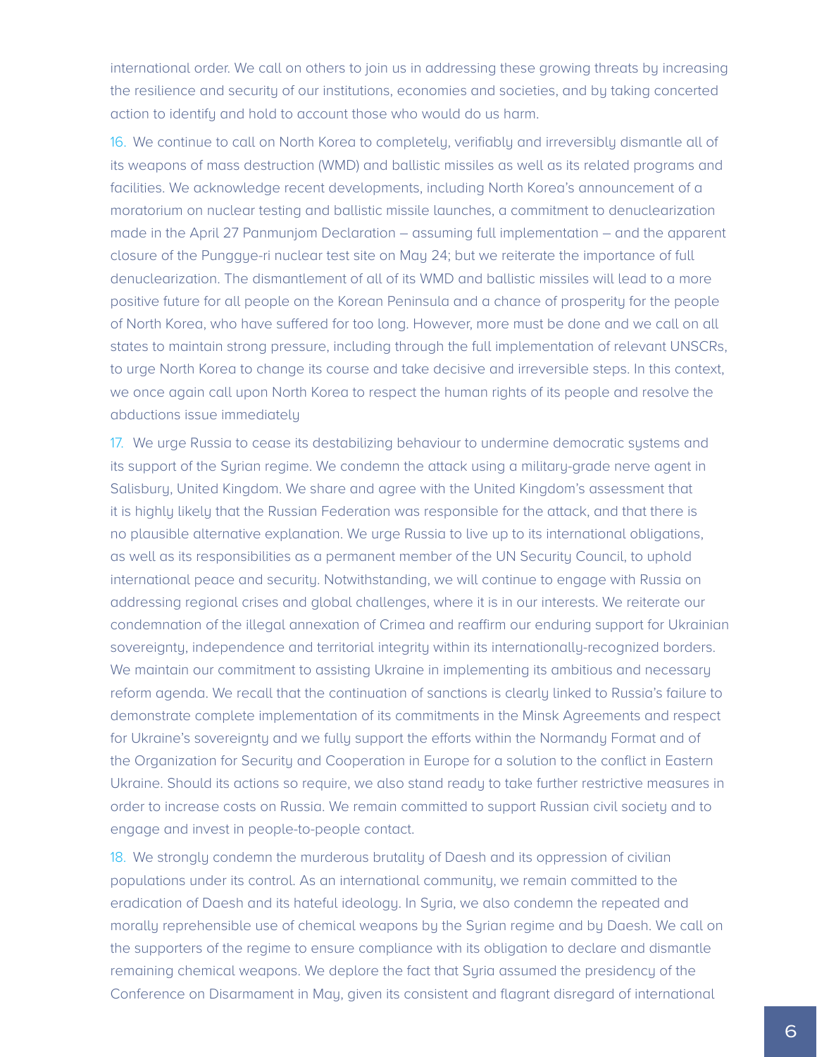international order. We call on others to join us in addressing these growing threats by increasing the resilience and security of our institutions, economies and societies, and by taking concerted action to identify and hold to account those who would do us harm.

16. We continue to call on North Korea to completely, verifiably and irreversibly dismantle all of its weapons of mass destruction (WMD) and ballistic missiles as well as its related programs and facilities. We acknowledge recent developments, including North Korea's announcement of a moratorium on nuclear testing and ballistic missile launches, a commitment to denuclearization made in the April 27 Panmunjom Declaration – assuming full implementation – and the apparent closure of the Punggye-ri nuclear test site on May 24; but we reiterate the importance of full denuclearization. The dismantlement of all of its WMD and ballistic missiles will lead to a more positive future for all people on the Korean Peninsula and a chance of prosperity for the people of North Korea, who have suffered for too long. However, more must be done and we call on all states to maintain strong pressure, including through the full implementation of relevant UNSCRs, to urge North Korea to change its course and take decisive and irreversible steps. In this context, we once again call upon North Korea to respect the human rights of its people and resolve the abductions issue immediately

17. We urge Russia to cease its destabilizing behaviour to undermine democratic systems and its support of the Syrian regime. We condemn the attack using a military-grade nerve agent in Salisbury, United Kingdom. We share and agree with the United Kingdom's assessment that it is highly likely that the Russian Federation was responsible for the attack, and that there is no plausible alternative explanation. We urge Russia to live up to its international obligations, as well as its responsibilities as a permanent member of the UN Security Council, to uphold international peace and security. Notwithstanding, we will continue to engage with Russia on addressing regional crises and global challenges, where it is in our interests. We reiterate our condemnation of the illegal annexation of Crimea and reaffirm our enduring support for Ukrainian sovereignty, independence and territorial integrity within its internationally-recognized borders. We maintain our commitment to assisting Ukraine in implementing its ambitious and necessary reform agenda. We recall that the continuation of sanctions is clearly linked to Russia's failure to demonstrate complete implementation of its commitments in the Minsk Agreements and respect for Ukraine's sovereignty and we fully support the efforts within the Normandy Format and of the Organization for Security and Cooperation in Europe for a solution to the conflict in Eastern Ukraine. Should its actions so require, we also stand ready to take further restrictive measures in order to increase costs on Russia. We remain committed to support Russian civil society and to engage and invest in people-to-people contact.

18. We strongly condemn the murderous brutality of Daesh and its oppression of civilian populations under its control. As an international community, we remain committed to the eradication of Daesh and its hateful ideology. In Syria, we also condemn the repeated and morally reprehensible use of chemical weapons by the Syrian regime and by Daesh. We call on the supporters of the regime to ensure compliance with its obligation to declare and dismantle remaining chemical weapons. We deplore the fact that Syria assumed the presidency of the Conference on Disarmament in May, given its consistent and flagrant disregard of international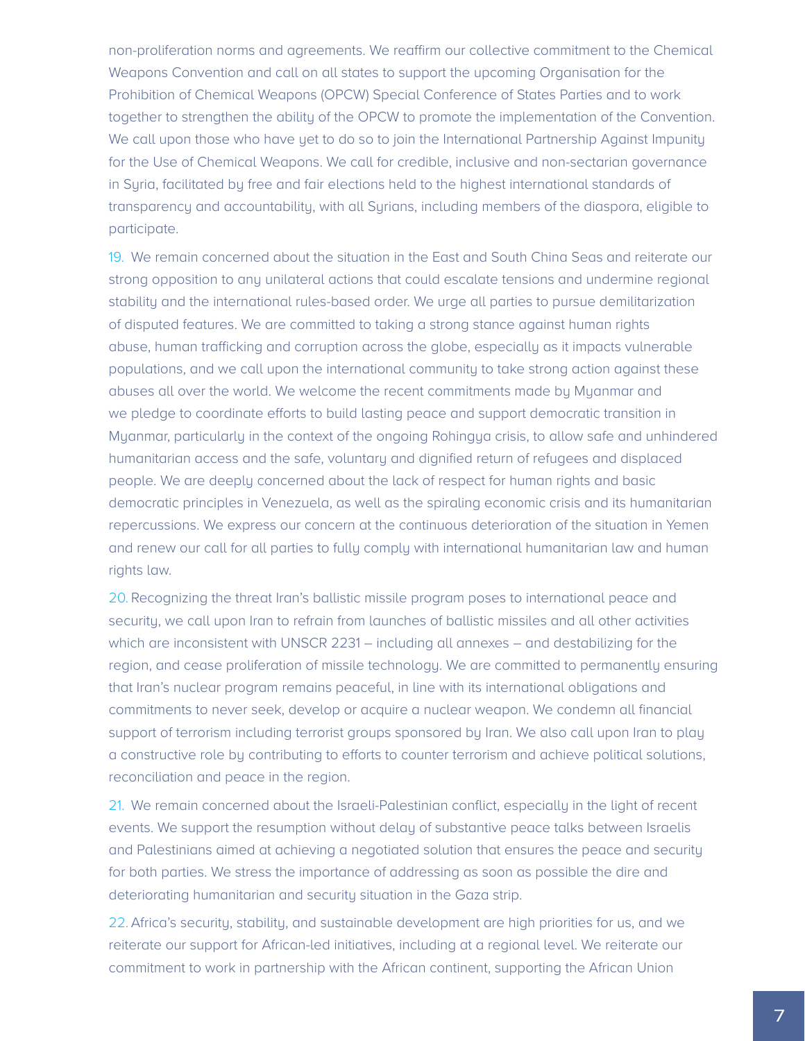non-proliferation norms and agreements. We reaffirm our collective commitment to the Chemical Weapons Convention and call on all states to support the upcoming Organisation for the Prohibition of Chemical Weapons (OPCW) Special Conference of States Parties and to work together to strengthen the ability of the OPCW to promote the implementation of the Convention. We call upon those who have yet to do so to join the International Partnership Against Impunity for the Use of Chemical Weapons. We call for credible, inclusive and non-sectarian governance in Syria, facilitated by free and fair elections held to the highest international standards of transparency and accountability, with all Syrians, including members of the diaspora, eligible to participate.

19. We remain concerned about the situation in the East and South China Seas and reiterate our strong opposition to any unilateral actions that could escalate tensions and undermine regional stability and the international rules-based order. We urge all parties to pursue demilitarization of disputed features. We are committed to taking a strong stance against human rights abuse, human trafficking and corruption across the globe, especially as it impacts vulnerable populations, and we call upon the international community to take strong action against these abuses all over the world. We welcome the recent commitments made by Myanmar and we pledge to coordinate efforts to build lasting peace and support democratic transition in Myanmar, particularly in the context of the ongoing Rohingya crisis, to allow safe and unhindered humanitarian access and the safe, voluntary and dignified return of refugees and displaced people. We are deeply concerned about the lack of respect for human rights and basic democratic principles in Venezuela, as well as the spiraling economic crisis and its humanitarian repercussions. We express our concern at the continuous deterioration of the situation in Yemen and renew our call for all parties to fully comply with international humanitarian law and human rights law.

20. Recognizing the threat Iran's ballistic missile program poses to international peace and security, we call upon Iran to refrain from launches of ballistic missiles and all other activities which are inconsistent with UNSCR 2231 – including all annexes – and destabilizing for the region, and cease proliferation of missile technology. We are committed to permanently ensuring that Iran's nuclear program remains peaceful, in line with its international obligations and commitments to never seek, develop or acquire a nuclear weapon. We condemn all financial support of terrorism including terrorist groups sponsored by Iran. We also call upon Iran to play a constructive role by contributing to efforts to counter terrorism and achieve political solutions, reconciliation and peace in the region.

21. We remain concerned about the Israeli-Palestinian conflict, especially in the light of recent events. We support the resumption without delay of substantive peace talks between Israelis and Palestinians aimed at achieving a negotiated solution that ensures the peace and security for both parties. We stress the importance of addressing as soon as possible the dire and deteriorating humanitarian and security situation in the Gaza strip.

22. Africa's security, stability, and sustainable development are high priorities for us, and we reiterate our support for African-led initiatives, including at a regional level. We reiterate our commitment to work in partnership with the African continent, supporting the African Union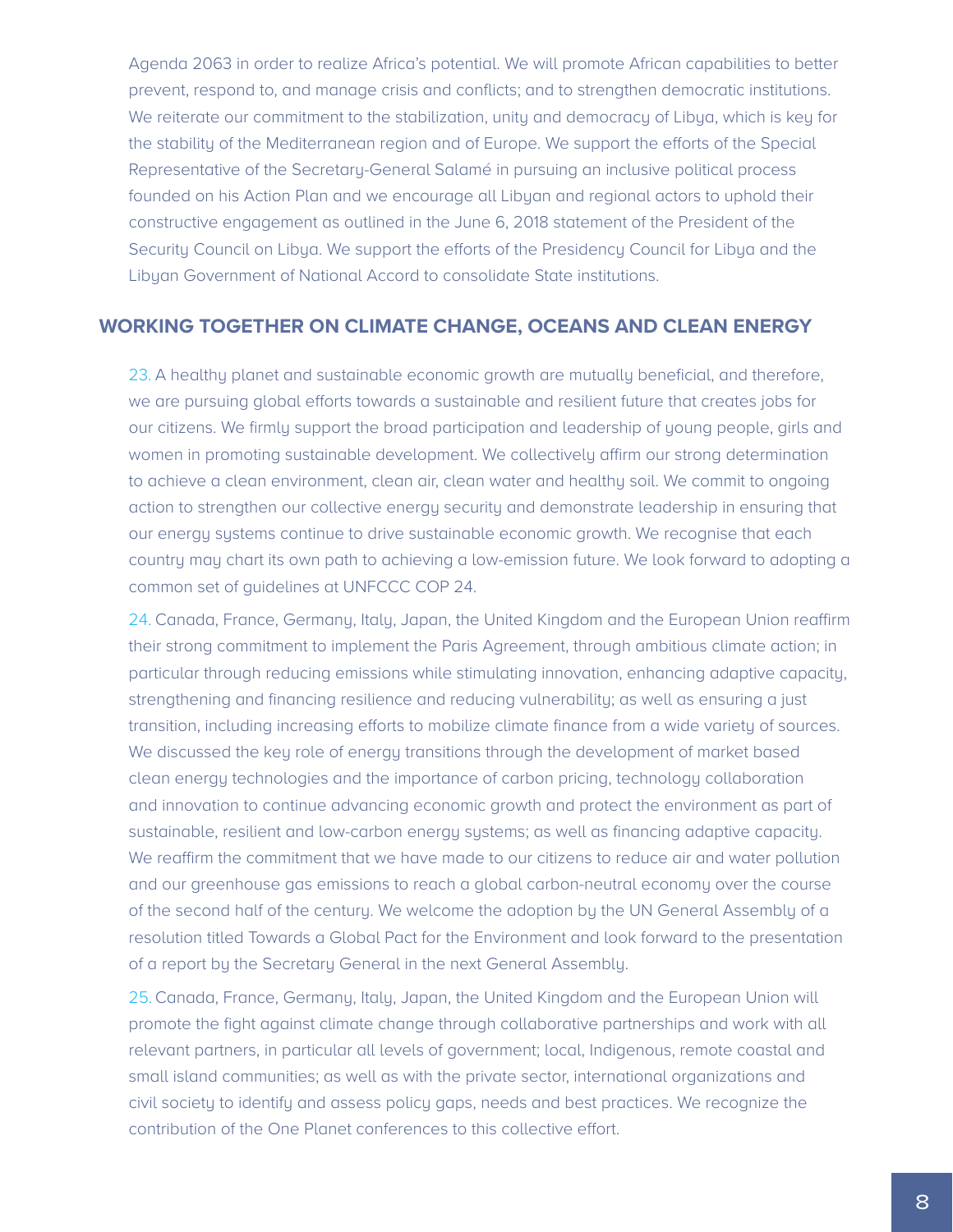Agenda 2063 in order to realize Africa's potential. We will promote African capabilities to better prevent, respond to, and manage crisis and conflicts; and to strengthen democratic institutions. We reiterate our commitment to the stabilization, unity and democracy of Libya, which is key for the stability of the Mediterranean region and of Europe. We support the efforts of the Special Representative of the Secretary-General Salamé in pursuing an inclusive political process founded on his Action Plan and we encourage all Libyan and regional actors to uphold their constructive engagement as outlined in the June 6, 2018 statement of the President of the Security Council on Libya. We support the efforts of the Presidency Council for Libya and the Libyan Government of National Accord to consolidate State institutions.

## WORKING TOGETHER ON CLIMATE CHANGE, OCEANS AND CLEAN ENERGY

23. A healthy planet and sustainable economic growth are mutually beneficial, and therefore, we are pursuing global efforts towards a sustainable and resilient future that creates jobs for our citizens. We firmly support the broad participation and leadership of young people, girls and women in promoting sustainable development. We collectively affirm our strong determination to achieve a clean environment, clean air, clean water and healthy soil. We commit to ongoing action to strengthen our collective energy security and demonstrate leadership in ensuring that our energy systems continue to drive sustainable economic growth. We recognise that each country may chart its own path to achieving a low-emission future. We look forward to adopting a common set of guidelines at UNFCCC COP 24.

24. Canada, France, Germany, Italy, Japan, the United Kingdom and the European Union reaffirm their strong commitment to implement the Paris Agreement, through ambitious climate action; in particular through reducing emissions while stimulating innovation, enhancing adaptive capacity, strengthening and financing resilience and reducing vulnerability; as well as ensuring a just transition, including increasing efforts to mobilize climate finance from a wide variety of sources. We discussed the key role of energy transitions through the development of market based clean energy technologies and the importance of carbon pricing, technology collaboration and innovation to continue advancing economic growth and protect the environment as part of sustainable, resilient and low-carbon energy systems; as well as financing adaptive capacity. We reaffirm the commitment that we have made to our citizens to reduce air and water pollution and our greenhouse gas emissions to reach a global carbon-neutral economy over the course of the second half of the century. We welcome the adoption by the UN General Assembly of a resolution titled Towards a Global Pact for the Environment and look forward to the presentation of a report by the Secretary General in the next General Assembly.

25. Canada, France, Germany, Italy, Japan, the United Kingdom and the European Union will promote the fight against climate change through collaborative partnerships and work with all relevant partners, in particular all levels of government; local, Indigenous, remote coastal and small island communities; as well as with the private sector, international organizations and civil society to identify and assess policy gaps, needs and best practices. We recognize the contribution of the One Planet conferences to this collective effort.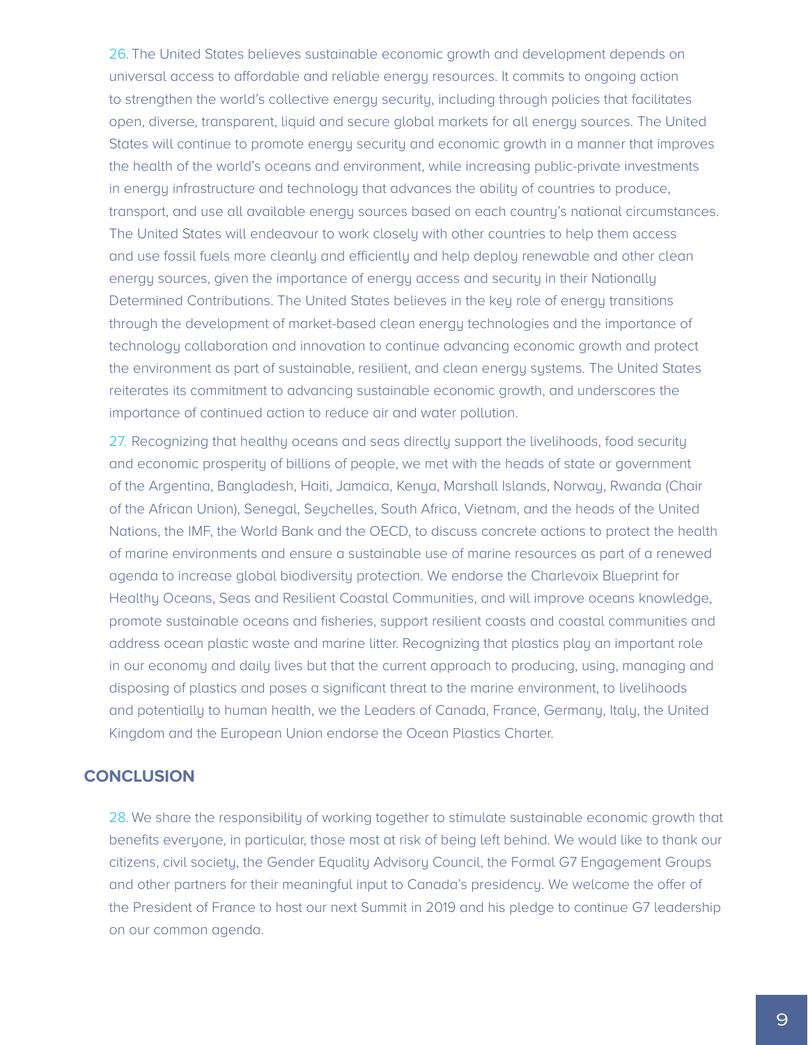26. The United States believes sustainable economic growth and development depends on universal access to affordable and reliable energy resources. It commits to ongoing action to strengthen the world's collective energy security, including through policies that facilitates open, diverse, transparent, liquid and secure global markets for all energy sources. The United States will continue to promote energy security and economic growth in a manner that improves the health of the world's oceans and environment, while increasing public-private investments in energy infrastructure and technology that advances the ability of countries to produce, transport, and use all available energy sources based on each country's national circumstances. The United States will endeavour to work closely with other countries to help them access and use fossil fuels more cleanly and efficiently and help deploy renewable and other clean energy sources, given the importance of energy access and security in their Nationally Determined Contributions. The United States believes in the key role of energy transitions through the development of market-based clean energy technologies and the importance of technology collaboration and innovation to continue advancing economic growth and protect the environment as part of sustainable, resilient, and clean energy systems. The United States reiterates its commitment to advancing sustainable economic growth, and underscores the importance of continued action to reduce air and water pollution.

27. Recognizing that healthy oceans and seas directly support the livelihoods, food security and economic prosperity of billions of people, we met with the heads of state or government of the Argentina, Bangladesh, Haiti, Jamaica, Kenya, Marshall Islands, Norway, Rwanda (Chair of the African Union), Senegal, Seychelles, South Africa, Vietnam, and the heads of the United Nations, the IMF, the World Bank and the OECD, to discuss concrete actions to protect the health of marine environments and ensure a sustainable use of marine resources as part of a renewed agenda to increase global biodiversity protection. We endorse the Charlevoix Blueprint for Healthy Oceans, Seas and Resilient Coastal Communities, and will improve oceans knowledge, promote sustainable oceans and fisheries, support resilient coasts and coastal communities and address ocean plastic waste and marine litter. Recognizing that plastics play an important role in our economy and daily lives but that the current approach to producing, using, managing and disposing of plastics and poses a significant threat to the marine environment, to livelihoods and potentially to human health, we the Leaders of Canada, France, Germany, Italy, the United Kingdom and the European Union endorse the Ocean Plastics Charter.

## CONCLUSION

28. We share the responsibility of working together to stimulate sustainable economic growth that benefits everyone, in particular, those most at risk of being left behind. We would like to thank our citizens, civil society, the Gender Equality Advisory Council, the Formal G7 Engagement Groups and other partners for their meaningful input to Canada's presidency. We welcome the offer of the President of France to host our next Summit in 2019 and his pledge to continue G7 leadership on our common agenda.